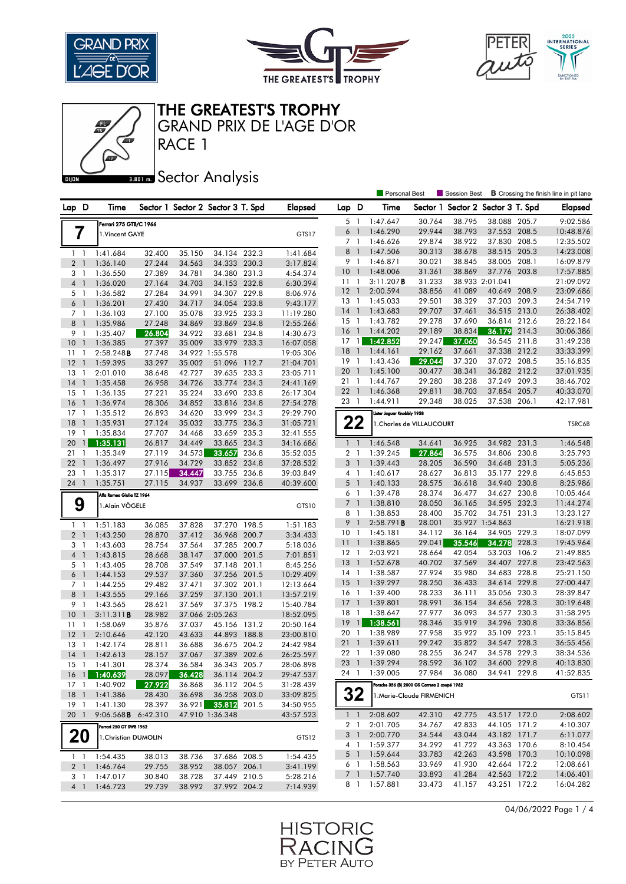# THE GREATEST'S TROPHY

## GRAND PRIX DE L'AGE D'OR

## RACE 1

### Sector Analysis

Personal Best | Session Best | **B** Crossing the finish line in pit lane

**7** — Ferrari 275 GTB/C 1966 — 1.Vincent GAYE — GTS17

| Lap | D | Time | Sector 1 | Sector 2 | Sector 3 | T. Spd | Elapsed |
|---|---|---|---|---|---|---|---|
| 1 | 1 | 1:41.684 | 32.400 | 35.150 | 34.134 | 232.3 | 1:41.684 |
| 2 | 1 | 1:36.140 | 27.244 | 34.563 | 34.333 | 230.3 | 3:17.824 |
| 3 | 1 | 1:36.550 | 27.389 | 34.781 | 34.380 | 231.3 | 4:54.374 |
| 4 | 1 | 1:36.020 | 27.164 | 34.703 | 34.153 | 232.8 | 6:30.394 |
| 5 | 1 | 1:36.582 | 27.284 | 34.991 | 34.307 | 229.8 | 8:06.976 |
| 6 | 1 | 1:36.201 | 27.430 | 34.717 | 34.054 | 233.8 | 9:43.177 |
| 7 | 1 | 1:36.103 | 27.100 | 35.078 | 33.925 | 233.3 | 11:19.280 |
| 8 | 1 | 1:35.986 | 27.248 | 34.869 | 33.869 | 234.8 | 12:55.266 |
| 9 | 1 | 1:35.407 | 26.804 | 34.922 | 33.681 | 234.8 | 14:30.673 |
| 10 | 1 | 1:36.385 | 27.397 | 35.009 | 33.979 | 233.3 | 16:07.058 |
| 11 | 1 | 2:58.248 **B** | 27.748 | 34.922 | 1:55.578 | | 19:05.306 |
| 12 | 1 | 1:59.395 | 33.297 | 35.002 | 51.096 | 112.7 | 21:04.701 |
| 13 | 1 | 2:01.010 | 38.648 | 42.727 | 39.635 | 233.3 | 23:05.711 |
| 14 | 1 | 1:35.458 | 26.958 | 34.726 | 33.774 | 234.3 | 24:41.169 |
| 15 | 1 | 1:36.135 | 27.221 | 35.224 | 33.690 | 233.8 | 26:17.304 |
| 16 | 1 | 1:36.974 | 28.306 | 34.852 | 33.816 | 234.8 | 27:54.278 |
| 17 | 1 | 1:35.512 | 26.893 | 34.620 | 33.999 | 234.3 | 29:29.790 |
| 18 | 1 | 1:35.931 | 27.124 | 35.032 | 33.775 | 236.3 | 31:05.721 |
| 19 | 1 | 1:35.834 | 27.707 | 34.468 | 33.659 | 235.3 | 32:41.555 |
| 20 | 1 | 1:35.131 | 26.817 | 34.449 | 33.865 | 234.3 | 34:16.686 |
| 21 | 1 | 1:35.349 | 27.119 | 34.573 | 33.657 | 236.8 | 35:52.035 |
| 22 | 1 | 1:36.497 | 27.916 | 34.729 | 33.852 | 234.8 | 37:28.532 |
| 23 | 1 | 1:35.317 | 27.115 | 34.447 | 33.755 | 236.8 | 39:03.849 |
| 24 | 1 | 1:35.751 | 27.115 | 34.937 | 33.699 | 236.8 | 40:39.600 |

**9** — Alfa Romeo Giulia TZ 1964 — 1.Alain VÖGELE — GTS10

| Lap | D | Time | Sector 1 | Sector 2 | Sector 3 | T. Spd | Elapsed |
|---|---|---|---|---|---|---|---|
| 1 | 1 | 1:51.183 | 36.085 | 37.828 | 37.270 | 198.5 | 1:51.183 |
| 2 | 1 | 1:43.250 | 28.870 | 37.412 | 36.968 | 200.7 | 3:34.433 |
| 3 | 1 | 1:43.603 | 28.754 | 37.564 | 37.285 | 200.7 | 5:18.036 |
| 4 | 1 | 1:43.815 | 28.668 | 38.147 | 37.000 | 201.5 | 7:01.851 |
| 5 | 1 | 1:43.405 | 28.708 | 37.549 | 37.148 | 201.1 | 8:45.256 |
| 6 | 1 | 1:44.153 | 29.537 | 37.360 | 37.256 | 201.5 | 10:29.409 |
| 7 | 1 | 1:44.255 | 29.482 | 37.471 | 37.302 | 201.1 | 12:13.664 |
| 8 | 1 | 1:43.555 | 29.166 | 37.259 | 37.130 | 201.1 | 13:57.219 |
| 9 | 1 | 1:43.565 | 28.621 | 37.569 | 37.375 | 198.2 | 15:40.784 |
| 10 | 1 | 3:11.311 **B** | 28.982 | 37.066 | 2:05.263 | | 18:52.095 |
| 11 | 1 | 1:58.069 | 35.876 | 37.037 | 45.156 | 131.2 | 20:50.164 |
| 12 | 1 | 2:10.646 | 42.120 | 43.633 | 44.893 | 188.8 | 23:00.810 |
| 13 | 1 | 1:42.174 | 28.811 | 36.688 | 36.675 | 204.2 | 24:42.984 |
| 14 | 1 | 1:42.613 | 28.157 | 37.067 | 37.389 | 202.6 | 26:25.597 |
| 15 | 1 | 1:41.301 | 28.374 | 36.584 | 36.343 | 205.7 | 28:06.898 |
| 16 | 1 | 1:40.639 | 28.097 | 36.428 | 36.114 | 204.2 | 29:47.537 |
| 17 | 1 | 1:40.902 | 27.922 | 36.868 | 36.112 | 204.5 | 31:28.439 |
| 18 | 1 | 1:41.386 | 28.430 | 36.698 | 36.258 | 203.0 | 33:09.825 |
| 19 | 1 | 1:41.130 | 28.397 | 36.921 | 35.812 | 201.5 | 34:50.955 |
| 20 | 1 | 9:06.568 **B** | 6:42.310 | 47.910 | 1:36.348 | | 43:57.523 |

**20** — Ferrari 250 GT SWB 1962 — 1.Christian DUMOLIN — GTS12

| Lap | D | Time | Sector 1 | Sector 2 | Sector 3 | T. Spd | Elapsed |
|---|---|---|---|---|---|---|---|
| 1 | 1 | 1:54.435 | 38.013 | 38.736 | 37.686 | 208.5 | 1:54.435 |
| 2 | 1 | 1:46.764 | 29.755 | 38.952 | 38.057 | 206.1 | 3:41.199 |
| 3 | 1 | 1:47.017 | 30.840 | 38.728 | 37.449 | 210.5 | 5:28.216 |
| 4 | 1 | 1:46.723 | 29.739 | 38.992 | 37.992 | 204.2 | 7:14.939 |
| 5 | 1 | 1:47.647 | 30.764 | 38.795 | 38.088 | 205.7 | 9:02.586 |
| 6 | 1 | 1:46.290 | 29.944 | 38.793 | 37.553 | 208.5 | 10:48.876 |
| 7 | 1 | 1:46.626 | 29.874 | 38.922 | 37.830 | 208.5 | 12:35.502 |
| 8 | 1 | 1:47.506 | 30.313 | 38.678 | 38.515 | 205.3 | 14:23.008 |
| 9 | 1 | 1:46.871 | 30.021 | 38.845 | 38.005 | 208.1 | 16:09.879 |
| 10 | 1 | 1:48.006 | 31.361 | 38.869 | 37.776 | 203.8 | 17:57.885 |
| 11 | 1 | 3:11.207 **B** | 31.233 | 38.933 | 2:01.041 | | 21:09.092 |
| 12 | 1 | 2:00.594 | 38.856 | 41.089 | 40.649 | 208.9 | 23:09.686 |
| 13 | 1 | 1:45.033 | 29.501 | 38.329 | 37.203 | 209.3 | 24:54.719 |
| 14 | 1 | 1:43.683 | 29.707 | 37.461 | 36.515 | 213.0 | 26:38.402 |
| 15 | 1 | 1:43.782 | 29.278 | 37.690 | 36.814 | 212.6 | 28:22.184 |
| 16 | 1 | 1:44.202 | 29.189 | 38.834 | 36.179 | 214.3 | 30:06.386 |
| 17 | 1 | 1:42.852 | 29.247 | 37.060 | 36.545 | 211.8 | 31:49.238 |
| 18 | 1 | 1:44.161 | 29.162 | 37.661 | 37.338 | 212.2 | 33:33.399 |
| 19 | 1 | 1:43.436 | 29.044 | 37.320 | 37.072 | 208.5 | 35:16.835 |
| 20 | 1 | 1:45.100 | 30.477 | 38.341 | 36.282 | 212.2 | 37:01.935 |
| 21 | 1 | 1:44.767 | 29.280 | 38.238 | 37.249 | 209.3 | 38:46.702 |
| 22 | 1 | 1:46.368 | 29.811 | 38.703 | 37.854 | 205.7 | 40:33.070 |
| 23 | 1 | 1:44.911 | 29.348 | 38.025 | 37.538 | 206.1 | 42:17.981 |

**22** — Lister Jaguar Knobbly 1958 — 1.Charles de VILLAUCOURT — TSRC6B

| Lap | D | Time | Sector 1 | Sector 2 | Sector 3 | T. Spd | Elapsed |
|---|---|---|---|---|---|---|---|
| 1 | 1 | 1:46.548 | 34.641 | 36.925 | 34.982 | 231.3 | 1:46.548 |
| 2 | 1 | 1:39.245 | 27.864 | 36.575 | 34.806 | 230.8 | 3:25.793 |
| 3 | 1 | 1:39.443 | 28.205 | 36.590 | 34.648 | 231.3 | 5:05.236 |
| 4 | 1 | 1:40.617 | 28.627 | 36.813 | 35.177 | 229.8 | 6:45.853 |
| 5 | 1 | 1:40.133 | 28.575 | 36.618 | 34.940 | 230.8 | 8:25.986 |
| 6 | 1 | 1:39.478 | 28.374 | 36.477 | 34.627 | 230.8 | 10:05.464 |
| 7 | 1 | 1:38.810 | 28.050 | 36.165 | 34.595 | 232.3 | 11:44.274 |
| 8 | 1 | 1:38.853 | 28.400 | 35.702 | 34.751 | 231.3 | 13:23.127 |
| 9 | 1 | 2:58.791 **B** | 28.001 | 35.927 | 1:54.863 | | 16:21.918 |
| 10 | 1 | 1:45.181 | 34.112 | 36.164 | 34.905 | 229.3 | 18:07.099 |
| 11 | 1 | 1:38.865 | 29.041 | 35.546 | 34.278 | 228.3 | 19:45.964 |
| 12 | 1 | 2:03.921 | 28.664 | 42.054 | 53.203 | 106.2 | 21:49.885 |
| 13 | 1 | 1:52.678 | 40.702 | 37.569 | 34.407 | 227.8 | 23:42.563 |
| 14 | 1 | 1:38.587 | 27.924 | 35.980 | 34.683 | 228.8 | 25:21.150 |
| 15 | 1 | 1:39.297 | 28.250 | 36.433 | 34.614 | 229.8 | 27:00.447 |
| 16 | 1 | 1:39.400 | 28.233 | 36.111 | 35.056 | 230.3 | 28:39.847 |
| 17 | 1 | 1:39.801 | 28.991 | 36.154 | 34.656 | 228.3 | 30:19.648 |
| 18 | 1 | 1:38.647 | 27.977 | 36.093 | 34.577 | 230.3 | 31:58.295 |
| 19 | 1 | 1:38.561 | 28.346 | 35.919 | 34.296 | 230.8 | 33:36.856 |
| 20 | 1 | 1:38.989 | 27.958 | 35.922 | 35.109 | 223.1 | 35:15.845 |
| 21 | 1 | 1:39.611 | 29.242 | 35.822 | 34.547 | 228.3 | 36:55.456 |
| 22 | 1 | 1:39.080 | 28.255 | 36.247 | 34.578 | 229.3 | 38:34.536 |
| 23 | 1 | 1:39.294 | 28.592 | 36.102 | 34.600 | 229.8 | 40:13.830 |
| 24 | 1 | 1:39.005 | 27.984 | 36.080 | 34.941 | 229.8 | 41:52.835 |

**32** — Porsche 356 (B) 2000 GS Carrera 2 coupé 1962 — 1.Marie-Claude FIRMENICH — GTS11

| Lap | D | Time | Sector 1 | Sector 2 | Sector 3 | T. Spd | Elapsed |
|---|---|---|---|---|---|---|---|
| 1 | 1 | 2:08.602 | 42.310 | 42.775 | 43.517 | 172.0 | 2:08.602 |
| 2 | 1 | 2:01.705 | 34.767 | 42.833 | 44.105 | 171.2 | 4:10.307 |
| 3 | 1 | 2:00.770 | 34.544 | 43.044 | 43.182 | 171.7 | 6:11.077 |
| 4 | 1 | 1:59.377 | 34.292 | 41.722 | 43.363 | 170.6 | 8:10.454 |
| 5 | 1 | 1:59.644 | 33.783 | 42.263 | 43.598 | 170.3 | 10:10.098 |
| 6 | 1 | 1:58.563 | 33.969 | 41.930 | 42.664 | 172.2 | 12:08.661 |
| 7 | 1 | 1:57.740 | 33.893 | 41.284 | 42.563 | 172.2 | 14:06.401 |
| 8 | 1 | 1:57.881 | 33.473 | 41.157 | 43.251 | 172.2 | 16:04.282 |

04/06/2022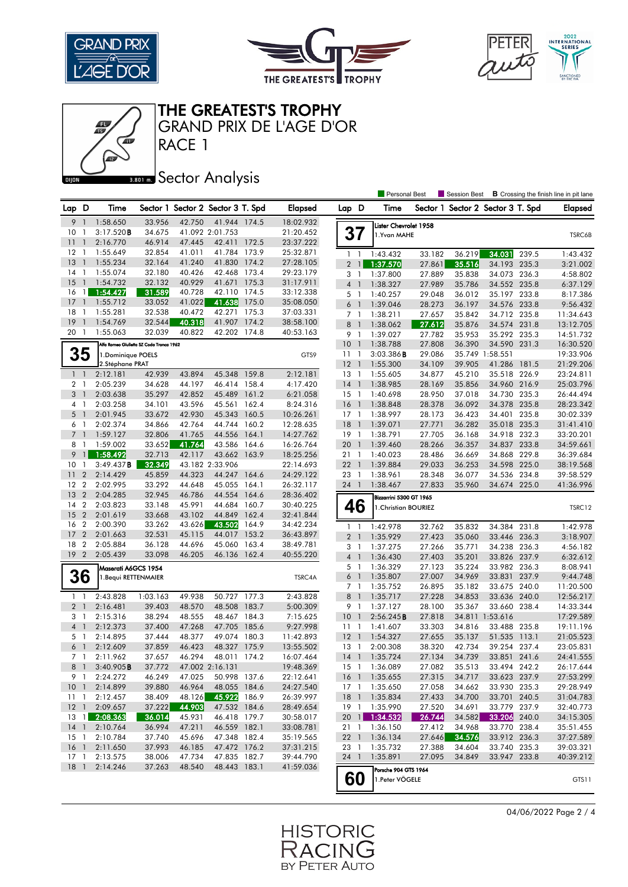# THE GREATEST'S TROPHY

## GRAND PRIX DE L'AGE D'OR

## RACE 1

### Sector Analysis

Personal Best | Session Best | **B** Crossing the finish line in pit lane

| Lap | D | Time | Sector 1 | Sector 2 | Sector 3 | T. Spd | Elapsed |
|---|---|---|---|---|---|---|---|
| 9 | 1 | 1:58.650 | 33.956 | 42.750 | 41.944 | 174.5 | 18:02.932 |
| 10 | 1 | 3:17.520**B** | 34.675 | 41.092 | 2:01.753 | | 21:20.452 |
| 11 | 1 | 2:16.770 | 46.914 | 47.445 | 42.411 | 172.5 | 23:37.222 |
| 12 | 1 | 1:55.649 | 32.854 | 41.011 | 41.784 | 173.9 | 25:32.871 |
| 13 | 1 | 1:55.234 | 32.164 | 41.240 | 41.830 | 174.2 | 27:28.105 |
| 14 | 1 | 1:55.074 | 32.180 | 40.426 | 42.468 | 173.4 | 29:23.179 |
| 15 | 1 | 1:54.732 | 32.132 | 40.929 | 41.671 | 175.3 | 31:17.911 |
| 16 | 1 | 1:54.427 | 31.589 | 40.728 | 42.110 | 174.5 | 33:12.338 |
| 17 | 1 | 1:55.712 | 33.052 | 41.022 | 41.638 | 175.0 | 35:08.050 |
| 18 | 1 | 1:55.281 | 32.538 | 40.472 | 42.271 | 175.3 | 37:03.331 |
| 19 | 1 | 1:54.769 | 32.544 | 40.318 | 41.907 | 174.2 | 38:58.100 |
| 20 | 1 | 1:55.063 | 32.039 | 40.822 | 42.202 | 174.8 | 40:53.163 |

**35** — Alfa Romeo Giulietta SZ Coda Tronca 1962 — 1.Dominique POELS, 2.Stéphane PRAT — GTS9

| Lap | D | Time | Sector 1 | Sector 2 | Sector 3 | T. Spd | Elapsed |
|---|---|---|---|---|---|---|---|
| 1 | 1 | 2:12.181 | 42.939 | 43.894 | 45.348 | 159.8 | 2:12.181 |
| 2 | 1 | 2:05.239 | 34.628 | 44.197 | 46.414 | 158.4 | 4:17.420 |
| 3 | 1 | 2:03.638 | 35.297 | 42.852 | 45.489 | 161.2 | 6:21.058 |
| 4 | 1 | 2:03.258 | 34.101 | 43.596 | 45.561 | 162.4 | 8:24.316 |
| 5 | 1 | 2:01.945 | 33.672 | 42.930 | 45.343 | 160.5 | 10:26.261 |
| 6 | 1 | 2:02.374 | 34.866 | 42.764 | 44.744 | 160.2 | 12:28.635 |
| 7 | 1 | 1:59.127 | 32.806 | 41.765 | 44.556 | 164.1 | 14:27.762 |
| 8 | 1 | 1:59.002 | 33.652 | 41.764 | 43.586 | 164.6 | 16:26.764 |
| 9 | 1 | 1:58.492 | 32.713 | 42.117 | 43.662 | 163.9 | 18:25.256 |
| 10 | 1 | 3:49.437**B** | 32.349 | 43.182 | 2:33.906 | | 22:14.693 |
| 11 | 2 | 2:14.429 | 45.859 | 44.323 | 44.247 | 164.6 | 24:29.122 |
| 12 | 2 | 2:02.995 | 33.292 | 44.648 | 45.055 | 164.1 | 26:32.117 |
| 13 | 2 | 2:04.285 | 32.945 | 46.786 | 44.554 | 164.6 | 28:36.402 |
| 14 | 2 | 2:03.823 | 33.148 | 45.991 | 44.684 | 160.7 | 30:40.225 |
| 15 | 2 | 2:01.619 | 33.668 | 43.102 | 44.849 | 162.4 | 32:41.844 |
| 16 | 2 | 2:00.390 | 33.262 | 43.626 | 43.502 | 164.9 | 34:42.234 |
| 17 | 2 | 2:01.663 | 32.531 | 45.115 | 44.017 | 153.2 | 36:43.897 |
| 18 | 2 | 2:05.884 | 36.128 | 44.696 | 45.060 | 163.4 | 38:49.781 |
| 19 | 2 | 2:05.439 | 33.098 | 46.205 | 46.136 | 162.4 | 40:55.220 |

**36** — Maserati A6GCS 1954 — 1.Bequi RETTENMAIER — TSRC4A

| Lap | D | Time | Sector 1 | Sector 2 | Sector 3 | T. Spd | Elapsed |
|---|---|---|---|---|---|---|---|
| 1 | 1 | 2:43.828 | 1:03.163 | 49.938 | 50.727 | 177.3 | 2:43.828 |
| 2 | 1 | 2:16.481 | 39.403 | 48.570 | 48.508 | 183.7 | 5:00.309 |
| 3 | 1 | 2:15.316 | 38.294 | 48.555 | 48.467 | 184.3 | 7:15.625 |
| 4 | 1 | 2:12.373 | 37.400 | 47.268 | 47.705 | 185.6 | 9:27.998 |
| 5 | 1 | 2:14.895 | 37.444 | 48.377 | 49.074 | 180.3 | 11:42.893 |
| 6 | 1 | 2:12.609 | 37.859 | 46.423 | 48.327 | 175.9 | 13:55.502 |
| 7 | 1 | 2:11.962 | 37.657 | 46.294 | 48.011 | 174.2 | 16:07.464 |
| 8 | 1 | 3:40.905**B** | 37.772 | 47.002 | 2:16.131 | | 19:48.369 |
| 9 | 1 | 2:24.272 | 46.249 | 47.025 | 50.998 | 137.6 | 22:12.641 |
| 10 | 1 | 2:14.899 | 39.880 | 46.964 | 48.055 | 184.6 | 24:27.540 |
| 11 | 1 | 2:12.457 | 38.409 | 48.126 | 45.922 | 186.9 | 26:39.997 |
| 12 | 1 | 2:09.657 | 37.222 | 44.903 | 47.532 | 184.6 | 28:49.654 |
| 13 | 1 | 2:08.363 | 36.014 | 45.931 | 46.418 | 179.7 | 30:58.017 |
| 14 | 1 | 2:10.764 | 36.994 | 47.211 | 46.559 | 182.1 | 33:08.781 |
| 15 | 1 | 2:10.784 | 37.740 | 45.696 | 47.348 | 182.4 | 35:19.565 |
| 16 | 1 | 2:11.650 | 37.993 | 46.185 | 47.472 | 176.2 | 37:31.215 |
| 17 | 1 | 2:13.575 | 38.006 | 47.734 | 47.835 | 182.7 | 39:44.790 |
| 18 | 1 | 2:14.246 | 37.263 | 48.540 | 48.443 | 183.1 | 41:59.036 |

**37** — Lister Chevrolet 1958 — 1.Yvan MAHE — TSRC6B

| Lap | D | Time | Sector 1 | Sector 2 | Sector 3 | T. Spd | Elapsed |
|---|---|---|---|---|---|---|---|
| 1 | 1 | 1:43.432 | 33.182 | 36.219 | 34.031 | 239.5 | 1:43.432 |
| 2 | 1 | 1:37.570 | 27.861 | 35.516 | 34.193 | 235.3 | 3:21.002 |
| 3 | 1 | 1:37.800 | 27.889 | 35.838 | 34.073 | 236.3 | 4:58.802 |
| 4 | 1 | 1:38.327 | 27.989 | 35.786 | 34.552 | 235.8 | 6:37.129 |
| 5 | 1 | 1:40.257 | 29.048 | 36.012 | 35.197 | 233.8 | 8:17.386 |
| 6 | 1 | 1:39.046 | 28.273 | 36.197 | 34.576 | 233.8 | 9:56.432 |
| 7 | 1 | 1:38.211 | 27.657 | 35.842 | 34.712 | 235.8 | 11:34.643 |
| 8 | 1 | 1:38.062 | 27.612 | 35.876 | 34.574 | 231.8 | 13:12.705 |
| 9 | 1 | 1:39.027 | 27.782 | 35.953 | 35.292 | 235.3 | 14:51.732 |
| 10 | 1 | 1:38.788 | 27.808 | 36.390 | 34.590 | 231.3 | 16:30.520 |
| 11 | 1 | 3:03.386**B** | 29.086 | 35.749 | 1:58.551 | | 19:33.906 |
| 12 | 1 | 1:55.300 | 34.109 | 39.905 | 41.286 | 181.5 | 21:29.206 |
| 13 | 1 | 1:55.605 | 34.877 | 45.210 | 35.518 | 226.9 | 23:24.811 |
| 14 | 1 | 1:38.985 | 28.169 | 35.856 | 34.960 | 216.9 | 25:03.796 |
| 15 | 1 | 1:40.698 | 28.950 | 37.018 | 34.730 | 235.3 | 26:44.494 |
| 16 | 1 | 1:38.848 | 28.378 | 36.092 | 34.378 | 235.8 | 28:23.342 |
| 17 | 1 | 1:38.997 | 28.173 | 36.423 | 34.401 | 235.8 | 30:02.339 |
| 18 | 1 | 1:39.071 | 27.771 | 36.282 | 35.018 | 235.3 | 31:41.410 |
| 19 | 1 | 1:38.791 | 27.705 | 36.168 | 34.918 | 232.3 | 33:20.201 |
| 20 | 1 | 1:39.460 | 28.266 | 36.357 | 34.837 | 233.8 | 34:59.661 |
| 21 | 1 | 1:40.023 | 28.486 | 36.669 | 34.868 | 229.8 | 36:39.684 |
| 22 | 1 | 1:39.884 | 29.033 | 36.253 | 34.598 | 225.0 | 38:19.568 |
| 23 | 1 | 1:38.961 | 28.348 | 36.077 | 34.536 | 234.8 | 39:58.529 |
| 24 | 1 | 1:38.467 | 27.833 | 35.960 | 34.674 | 225.0 | 41:36.996 |

**46** — Bizzarrini 5300 GT 1965 — 1.Christian BOURIEZ — TSRC12

| Lap | D | Time | Sector 1 | Sector 2 | Sector 3 | T. Spd | Elapsed |
|---|---|---|---|---|---|---|---|
| 1 | 1 | 1:42.978 | 32.762 | 35.832 | 34.384 | 231.8 | 1:42.978 |
| 2 | 1 | 1:35.929 | 27.423 | 35.060 | 33.446 | 236.3 | 3:18.907 |
| 3 | 1 | 1:37.275 | 27.266 | 35.771 | 34.238 | 236.3 | 4:56.182 |
| 4 | 1 | 1:36.430 | 27.403 | 35.201 | 33.826 | 237.9 | 6:32.612 |
| 5 | 1 | 1:36.329 | 27.123 | 35.224 | 33.982 | 236.3 | 8:08.941 |
| 6 | 1 | 1:35.807 | 27.007 | 34.969 | 33.831 | 237.9 | 9:44.748 |
| 7 | 1 | 1:35.752 | 26.895 | 35.182 | 33.675 | 240.0 | 11:20.500 |
| 8 | 1 | 1:35.717 | 27.228 | 34.853 | 33.636 | 240.0 | 12:56.217 |
| 9 | 1 | 1:37.127 | 28.100 | 35.367 | 33.660 | 238.4 | 14:33.344 |
| 10 | 1 | 2:56.245**B** | 27.818 | 34.811 | 1:53.616 | | 17:29.589 |
| 11 | 1 | 1:41.607 | 33.303 | 34.816 | 33.488 | 235.8 | 19:11.196 |
| 12 | 1 | 1:54.327 | 27.655 | 35.137 | 51.535 | 113.1 | 21:05.523 |
| 13 | 1 | 2:00.308 | 38.320 | 42.734 | 39.254 | 237.4 | 23:05.831 |
| 14 | 1 | 1:35.724 | 27.134 | 34.739 | 33.851 | 241.6 | 24:41.555 |
| 15 | 1 | 1:36.089 | 27.082 | 35.513 | 33.494 | 242.2 | 26:17.644 |
| 16 | 1 | 1:35.655 | 27.315 | 34.717 | 33.623 | 237.9 | 27:53.299 |
| 17 | 1 | 1:35.650 | 27.058 | 34.662 | 33.930 | 235.3 | 29:28.949 |
| 18 | 1 | 1:35.834 | 27.433 | 34.700 | 33.701 | 240.5 | 31:04.783 |
| 19 | 1 | 1:35.990 | 27.520 | 34.691 | 33.779 | 237.9 | 32:40.773 |
| 20 | 1 | 1:34.532 | 26.744 | 34.582 | 33.206 | 240.0 | 34:15.305 |
| 21 | 1 | 1:36.150 | 27.412 | 34.968 | 33.770 | 238.4 | 35:51.455 |
| 22 | 1 | 1:36.134 | 27.646 | 34.576 | 33.912 | 236.3 | 37:27.589 |
| 23 | 1 | 1:35.732 | 27.388 | 34.604 | 33.740 | 235.3 | 39:03.321 |
| 24 | 1 | 1:35.891 | 27.095 | 34.849 | 33.947 | 233.8 | 40:39.212 |

**60** — Porsche 904 GTS 1964 — 1.Peter VÖGELE — GTS11

04/06/2022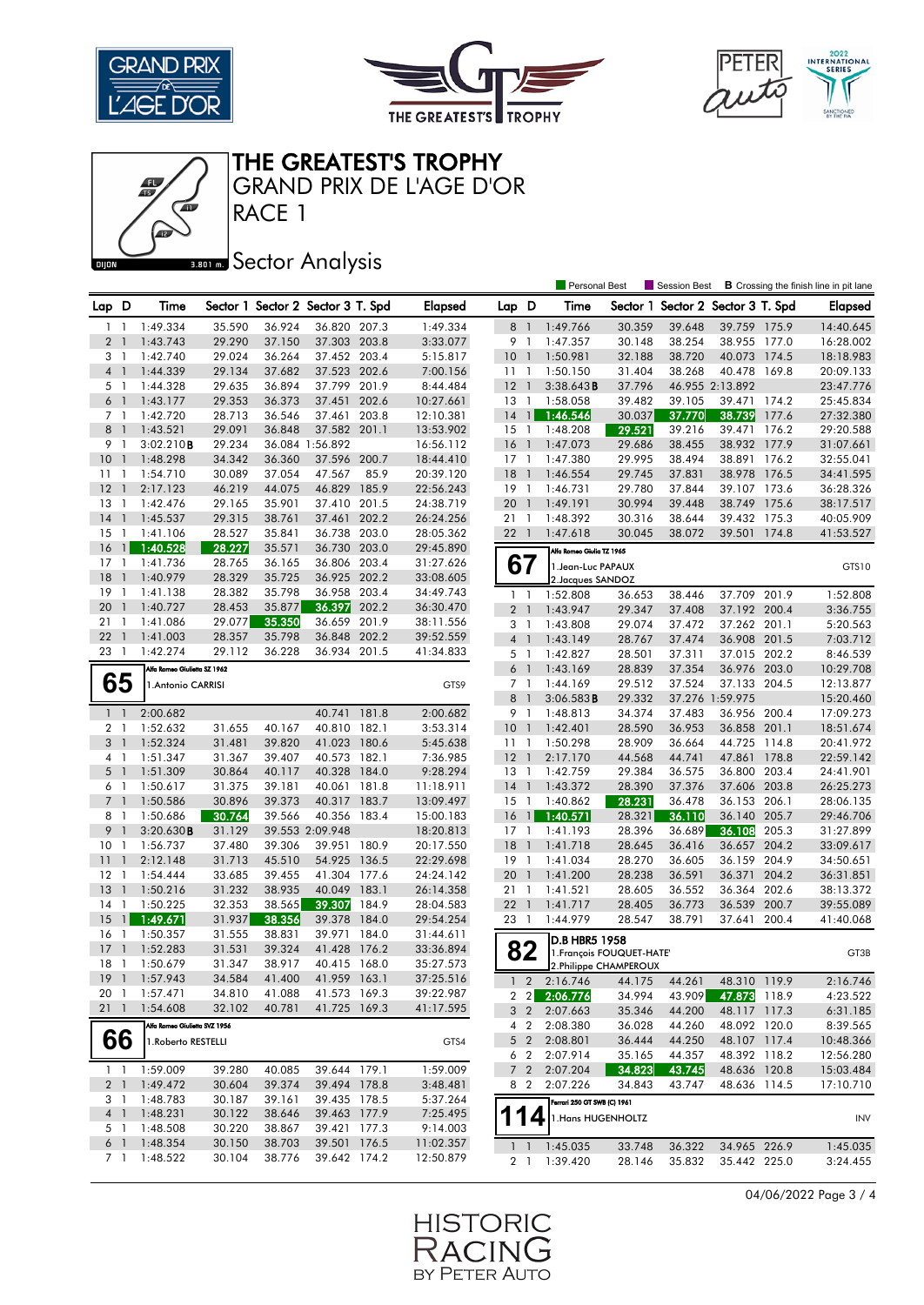# THE GREATEST'S TROPHY

## GRAND PRIX DE L'AGE D'OR

## RACE 1

### Sector Analysis

Personal Best | Session Best | **B** Crossing the finish line in pit lane

| Lap | D | Time | Sector 1 | Sector 2 | Sector 3 | T. Spd | Elapsed |
|---|---|---|---|---|---|---|---|
| 1 | 1 | 1:49.334 | 35.590 | 36.924 | 36.820 | 207.3 | 1:49.334 |
| 2 | 1 | 1:43.743 | 29.290 | 37.150 | 37.303 | 203.8 | 3:33.077 |
| 3 | 1 | 1:42.740 | 29.024 | 36.264 | 37.452 | 203.4 | 5:15.817 |
| 4 | 1 | 1:44.339 | 29.134 | 37.682 | 37.523 | 202.6 | 7:00.156 |
| 5 | 1 | 1:44.328 | 29.635 | 36.894 | 37.799 | 201.9 | 8:44.484 |
| 6 | 1 | 1:43.177 | 29.353 | 36.373 | 37.451 | 202.6 | 10:27.661 |
| 7 | 1 | 1:42.720 | 28.713 | 36.546 | 37.461 | 203.8 | 12:10.381 |
| 8 | 1 | 1:43.521 | 29.091 | 36.848 | 37.582 | 201.1 | 13:53.902 |
| 9 | 1 | 3:02.210**B** | 29.234 | 36.084 | 1:56.892 | | 16:56.112 |
| 10 | 1 | 1:48.298 | 34.342 | 36.360 | 37.596 | 200.7 | 18:44.410 |
| 11 | 1 | 1:54.710 | 30.089 | 37.054 | 47.567 | 85.9 | 20:39.120 |
| 12 | 1 | 2:17.123 | 46.219 | 44.075 | 46.829 | 185.9 | 22:56.243 |
| 13 | 1 | 1:42.476 | 29.165 | 35.901 | 37.410 | 201.5 | 24:38.719 |
| 14 | 1 | 1:45.537 | 29.315 | 38.761 | 37.461 | 202.2 | 26:24.256 |
| 15 | 1 | 1:41.106 | 28.527 | 35.841 | 36.738 | 203.0 | 28:05.362 |
| 16 | 1 | 1:40.528 | 28.227 | 35.571 | 36.730 | 203.0 | 29:45.890 |
| 17 | 1 | 1:41.736 | 28.765 | 36.165 | 36.806 | 203.4 | 31:27.626 |
| 18 | 1 | 1:40.979 | 28.329 | 35.725 | 36.925 | 202.2 | 33:08.605 |
| 19 | 1 | 1:41.138 | 28.382 | 35.798 | 36.958 | 203.4 | 34:49.743 |
| 20 | 1 | 1:40.727 | 28.453 | 35.877 | 36.397 | 202.2 | 36:30.470 |
| 21 | 1 | 1:41.086 | 29.077 | 35.350 | 36.659 | 201.9 | 38:11.556 |
| 22 | 1 | 1:41.003 | 28.357 | 35.798 | 36.848 | 202.2 | 39:52.559 |
| 23 | 1 | 1:42.274 | 29.112 | 36.228 | 36.934 | 201.5 | 41:34.833 |

**65** — Alfa Romeo Giulietta SZ 1962 — 1.Antonio CARRISI — GTS9

| Lap | D | Time | Sector 1 | Sector 2 | Sector 3 | T. Spd | Elapsed |
|---|---|---|---|---|---|---|---|
| 1 | 1 | 2:00.682 | | | 40.741 | 181.8 | 2:00.682 |
| 2 | 1 | 1:52.632 | 31.655 | 40.167 | 40.810 | 182.1 | 3:53.314 |
| 3 | 1 | 1:52.324 | 31.481 | 39.820 | 41.023 | 180.6 | 5:45.638 |
| 4 | 1 | 1:51.347 | 31.367 | 39.407 | 40.573 | 182.1 | 7:36.985 |
| 5 | 1 | 1:51.309 | 30.864 | 40.117 | 40.328 | 184.0 | 9:28.294 |
| 6 | 1 | 1:50.617 | 31.375 | 39.181 | 40.061 | 181.8 | 11:18.911 |
| 7 | 1 | 1:50.586 | 30.896 | 39.373 | 40.317 | 183.7 | 13:09.497 |
| 8 | 1 | 1:50.686 | 30.764 | 39.566 | 40.356 | 183.4 | 15:00.183 |
| 9 | 1 | 3:20.630**B** | 31.129 | 39.553 | 2:09.948 | | 18:20.813 |
| 10 | 1 | 1:56.737 | 37.480 | 39.306 | 39.951 | 180.9 | 20:17.550 |
| 11 | 1 | 2:12.148 | 31.713 | 45.510 | 54.925 | 136.5 | 22:29.698 |
| 12 | 1 | 1:54.444 | 33.685 | 39.455 | 41.304 | 177.6 | 24:24.142 |
| 13 | 1 | 1:50.216 | 31.232 | 38.935 | 40.049 | 183.1 | 26:14.358 |
| 14 | 1 | 1:50.225 | 32.353 | 38.565 | 39.307 | 184.9 | 28:04.583 |
| 15 | 1 | 1:49.671 | 31.937 | 38.356 | 39.378 | 184.0 | 29:54.254 |
| 16 | 1 | 1:50.357 | 31.555 | 38.831 | 39.971 | 184.0 | 31:44.611 |
| 17 | 1 | 1:52.283 | 31.531 | 39.324 | 41.428 | 176.2 | 33:36.894 |
| 18 | 1 | 1:50.679 | 31.347 | 38.917 | 40.415 | 168.0 | 35:27.573 |
| 19 | 1 | 1:57.943 | 34.584 | 41.400 | 41.959 | 163.1 | 37:25.516 |
| 20 | 1 | 1:57.471 | 34.810 | 41.088 | 41.573 | 169.3 | 39:22.987 |
| 21 | 1 | 1:54.608 | 32.102 | 40.781 | 41.725 | 169.3 | 41:17.595 |

**66** — Alfa Romeo Giulietta SVZ 1956 — 1.Roberto RESTELLI — GTS4

| Lap | D | Time | Sector 1 | Sector 2 | Sector 3 | T. Spd | Elapsed |
|---|---|---|---|---|---|---|---|
| 1 | 1 | 1:59.009 | 39.280 | 40.085 | 39.644 | 179.1 | 1:59.009 |
| 2 | 1 | 1:49.472 | 30.604 | 39.374 | 39.494 | 178.8 | 3:48.481 |
| 3 | 1 | 1:48.783 | 30.187 | 39.161 | 39.435 | 178.5 | 5:37.264 |
| 4 | 1 | 1:48.231 | 30.122 | 38.646 | 39.463 | 177.9 | 7:25.495 |
| 5 | 1 | 1:48.508 | 30.220 | 38.867 | 39.421 | 177.3 | 9:14.003 |
| 6 | 1 | 1:48.354 | 30.150 | 38.703 | 39.501 | 176.5 | 11:02.357 |
| 7 | 1 | 1:48.522 | 30.104 | 38.776 | 39.642 | 174.2 | 12:50.879 |
| 8 | 1 | 1:49.766 | 30.359 | 39.648 | 39.759 | 175.9 | 14:40.645 |
| 9 | 1 | 1:47.357 | 30.148 | 38.254 | 38.955 | 177.0 | 16:28.002 |
| 10 | 1 | 1:50.981 | 32.188 | 38.720 | 40.073 | 174.5 | 18:18.983 |
| 11 | 1 | 1:50.150 | 31.404 | 38.268 | 40.478 | 169.8 | 20:09.133 |
| 12 | 1 | 3:38.643**B** | 37.796 | 46.955 | 2:13.892 | | 23:47.776 |
| 13 | 1 | 1:58.058 | 39.482 | 39.105 | 39.471 | 174.2 | 25:45.834 |
| 14 | 1 | 1:46.546 | 30.037 | 37.770 | 38.739 | 177.6 | 27:32.380 |
| 15 | 1 | 1:48.208 | 29.521 | 39.216 | 39.471 | 176.2 | 29:20.588 |
| 16 | 1 | 1:47.073 | 29.686 | 38.455 | 38.932 | 177.9 | 31:07.661 |
| 17 | 1 | 1:47.380 | 29.995 | 38.494 | 38.891 | 176.2 | 32:55.041 |
| 18 | 1 | 1:46.554 | 29.745 | 37.831 | 38.978 | 176.5 | 34:41.595 |
| 19 | 1 | 1:46.731 | 29.780 | 37.844 | 39.107 | 173.6 | 36:28.326 |
| 20 | 1 | 1:49.191 | 30.994 | 39.448 | 38.749 | 175.6 | 38:17.517 |
| 21 | 1 | 1:48.392 | 30.316 | 38.644 | 39.432 | 175.3 | 40:05.909 |
| 22 | 1 | 1:47.618 | 30.045 | 38.072 | 39.501 | 174.8 | 41:53.527 |

**67** — Alfa Romeo Giulia TZ 1965 — 1.Jean-Luc PAPAUX, 2.Jacques SANDOZ — GTS10

| Lap | D | Time | Sector 1 | Sector 2 | Sector 3 | T. Spd | Elapsed |
|---|---|---|---|---|---|---|---|
| 1 | 1 | 1:52.808 | 36.653 | 38.446 | 37.709 | 201.9 | 1:52.808 |
| 2 | 1 | 1:43.947 | 29.347 | 37.408 | 37.192 | 200.4 | 3:36.755 |
| 3 | 1 | 1:43.808 | 29.074 | 37.472 | 37.262 | 201.1 | 5:20.563 |
| 4 | 1 | 1:43.149 | 28.767 | 37.474 | 36.908 | 201.5 | 7:03.712 |
| 5 | 1 | 1:42.827 | 28.501 | 37.311 | 37.015 | 202.2 | 8:46.539 |
| 6 | 1 | 1:43.169 | 28.839 | 37.354 | 36.976 | 203.0 | 10:29.708 |
| 7 | 1 | 1:44.169 | 29.512 | 37.524 | 37.133 | 204.5 | 12:13.877 |
| 8 | 1 | 3:06.583**B** | 29.332 | 37.276 | 1:59.975 | | 15:20.460 |
| 9 | 1 | 1:48.813 | 34.374 | 37.483 | 36.956 | 200.4 | 17:09.273 |
| 10 | 1 | 1:42.401 | 28.590 | 36.953 | 36.858 | 201.1 | 18:51.674 |
| 11 | 1 | 1:50.298 | 28.909 | 36.664 | 44.725 | 114.8 | 20:41.972 |
| 12 | 1 | 2:17.170 | 44.568 | 44.741 | 47.861 | 178.8 | 22:59.142 |
| 13 | 1 | 1:42.759 | 29.384 | 36.575 | 36.800 | 203.4 | 24:41.901 |
| 14 | 1 | 1:43.372 | 28.390 | 37.376 | 37.606 | 203.8 | 26:25.273 |
| 15 | 1 | 1:40.862 | 28.231 | 36.478 | 36.153 | 206.1 | 28:06.135 |
| 16 | 1 | 1:40.571 | 28.321 | 36.110 | 36.140 | 205.7 | 29:46.706 |
| 17 | 1 | 1:41.193 | 28.396 | 36.689 | 36.108 | 205.3 | 31:27.899 |
| 18 | 1 | 1:41.718 | 28.645 | 36.416 | 36.657 | 204.2 | 33:09.617 |
| 19 | 1 | 1:41.034 | 28.270 | 36.605 | 36.159 | 204.9 | 34:50.651 |
| 20 | 1 | 1:41.200 | 28.238 | 36.591 | 36.371 | 204.2 | 36:31.851 |
| 21 | 1 | 1:41.521 | 28.605 | 36.552 | 36.364 | 202.6 | 38:13.372 |
| 22 | 1 | 1:41.717 | 28.405 | 36.773 | 36.539 | 200.7 | 39:55.089 |
| 23 | 1 | 1:44.979 | 28.547 | 38.791 | 37.641 | 200.4 | 41:40.068 |

**82** — D.B HBR5 1958 — 1.François FOUQUET-HATE', 2.Philippe CHAMPEROUX — GT3B

| Lap | D | Time | Sector 1 | Sector 2 | Sector 3 | T. Spd | Elapsed |
|---|---|---|---|---|---|---|---|
| 1 | 2 | 2:16.746 | 44.175 | 44.261 | 48.310 | 119.9 | 2:16.746 |
| 2 | 2 | 2:06.776 | 34.994 | 43.909 | 47.873 | 118.9 | 4:23.522 |
| 3 | 2 | 2:07.663 | 35.346 | 44.200 | 48.117 | 117.3 | 6:31.185 |
| 4 | 2 | 2:08.380 | 36.028 | 44.260 | 48.092 | 120.0 | 8:39.565 |
| 5 | 2 | 2:08.801 | 36.444 | 44.250 | 48.107 | 117.4 | 10:48.366 |
| 6 | 2 | 2:07.914 | 35.165 | 44.357 | 48.392 | 118.2 | 12:56.280 |
| 7 | 2 | 2:07.204 | 34.823 | 43.745 | 48.636 | 120.8 | 15:03.484 |
| 8 | 2 | 2:07.226 | 34.843 | 43.747 | 48.636 | 114.5 | 17:10.710 |

**114** — Ferrari 250 GT SWB (C) 1961 — 1.Hans HUGENHOLTZ — INV

| Lap | D | Time | Sector 1 | Sector 2 | Sector 3 | T. Spd | Elapsed |
|---|---|---|---|---|---|---|---|
| 1 | 1 | 1:45.035 | 33.748 | 36.322 | 34.965 | 226.9 | 1:45.035 |
| 2 | 1 | 1:39.420 | 28.146 | 35.832 | 35.442 | 225.0 | 3:24.455 |

04/06/2022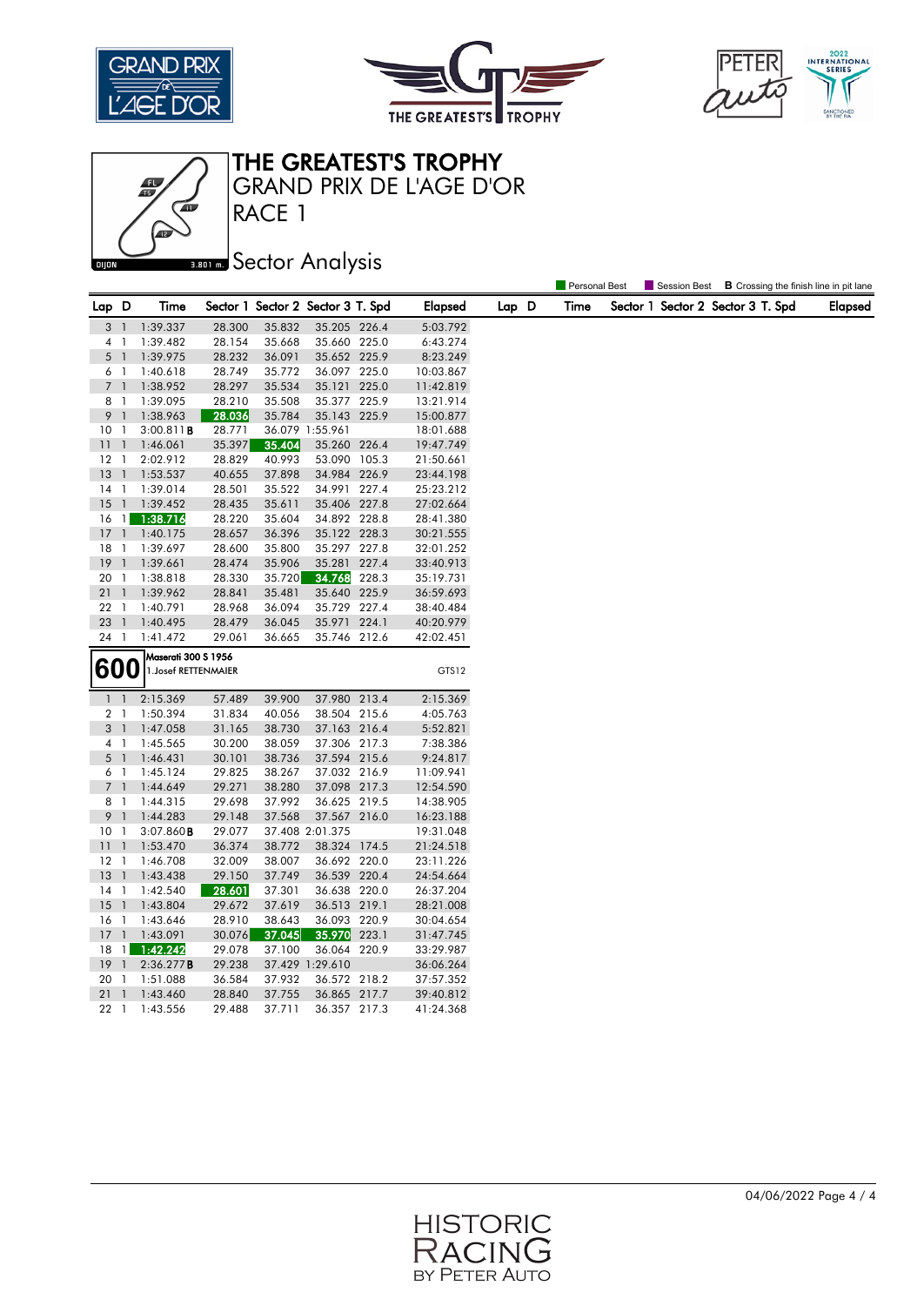# THE GREATEST'S TROPHY

## GRAND PRIX DE L'AGE D'OR

## RACE 1

## Sector Analysis

DIJON 3.801 m.

Personal Best | Session Best | **B** Crossing the finish line in pit lane

| Lap | D | Time | Sector 1 | Sector 2 | Sector 3 | T. Spd | Elapsed |
|---|---|---|---|---|---|---|---|
| 3 | 1 | 1:39.337 | 28.300 | 35.832 | 35.205 | 226.4 | 5:03.792 |
| 4 | 1 | 1:39.482 | 28.154 | 35.668 | 35.660 | 225.0 | 6:43.274 |
| 5 | 1 | 1:39.975 | 28.232 | 36.091 | 35.652 | 225.9 | 8:23.249 |
| 6 | 1 | 1:40.618 | 28.749 | 35.772 | 36.097 | 225.0 | 10:03.867 |
| 7 | 1 | 1:38.952 | 28.297 | 35.534 | 35.121 | 225.0 | 11:42.819 |
| 8 | 1 | 1:39.095 | 28.210 | 35.508 | 35.377 | 225.9 | 13:21.914 |
| 9 | 1 | 1:38.963 | 28.036 | 35.784 | 35.143 | 225.9 | 15:00.877 |
| 10 | 1 | 3:00.811**B** | 28.771 | 36.079 | 1:55.961 | | 18:01.688 |
| 11 | 1 | 1:46.061 | 35.397 | 35.404 | 35.260 | 226.4 | 19:47.749 |
| 12 | 1 | 2:02.912 | 28.829 | 40.993 | 53.090 | 105.3 | 21:50.661 |
| 13 | 1 | 1:53.537 | 40.655 | 37.898 | 34.984 | 226.9 | 23:44.198 |
| 14 | 1 | 1:39.014 | 28.501 | 35.522 | 34.991 | 227.4 | 25:23.212 |
| 15 | 1 | 1:39.452 | 28.435 | 35.611 | 35.406 | 227.8 | 27:02.664 |
| 16 | 1 | 1:38.716 | 28.220 | 35.604 | 34.892 | 228.8 | 28:41.380 |
| 17 | 1 | 1:40.175 | 28.657 | 36.396 | 35.122 | 228.3 | 30:21.555 |
| 18 | 1 | 1:39.697 | 28.600 | 35.800 | 35.297 | 227.8 | 32:01.252 |
| 19 | 1 | 1:39.661 | 28.474 | 35.906 | 35.281 | 227.4 | 33:40.913 |
| 20 | 1 | 1:38.818 | 28.330 | 35.720 | 34.768 | 228.3 | 35:19.731 |
| 21 | 1 | 1:39.962 | 28.841 | 35.481 | 35.640 | 225.9 | 36:59.693 |
| 22 | 1 | 1:40.791 | 28.968 | 36.094 | 35.729 | 227.4 | 38:40.484 |
| 23 | 1 | 1:40.495 | 28.479 | 36.045 | 35.971 | 224.1 | 40:20.979 |
| 24 | 1 | 1:41.472 | 29.061 | 36.665 | 35.746 | 212.6 | 42:02.451 |

**600** Maserati 300 S 1956 — 1.Josef RETTENMAIER — GTS12

| Lap | D | Time | Sector 1 | Sector 2 | Sector 3 | T. Spd | Elapsed |
|---|---|---|---|---|---|---|---|
| 1 | 1 | 2:15.369 | 57.489 | 39.900 | 37.980 | 213.4 | 2:15.369 |
| 2 | 1 | 1:50.394 | 31.834 | 40.056 | 38.504 | 215.6 | 4:05.763 |
| 3 | 1 | 1:47.058 | 31.165 | 38.730 | 37.163 | 216.4 | 5:52.821 |
| 4 | 1 | 1:45.565 | 30.200 | 38.059 | 37.306 | 217.3 | 7:38.386 |
| 5 | 1 | 1:46.431 | 30.101 | 38.736 | 37.594 | 215.6 | 9:24.817 |
| 6 | 1 | 1:45.124 | 29.825 | 38.267 | 37.032 | 216.9 | 11:09.941 |
| 7 | 1 | 1:44.649 | 29.271 | 38.280 | 37.098 | 217.3 | 12:54.590 |
| 8 | 1 | 1:44.315 | 29.698 | 37.992 | 36.625 | 219.5 | 14:38.905 |
| 9 | 1 | 1:44.283 | 29.148 | 37.568 | 37.567 | 216.0 | 16:23.188 |
| 10 | 1 | 3:07.860**B** | 29.077 | 37.408 | 2:01.375 | | 19:31.048 |
| 11 | 1 | 1:53.470 | 36.374 | 38.772 | 38.324 | 174.5 | 21:24.518 |
| 12 | 1 | 1:46.708 | 32.009 | 38.007 | 36.692 | 220.0 | 23:11.226 |
| 13 | 1 | 1:43.438 | 29.150 | 37.749 | 36.539 | 220.4 | 24:54.664 |
| 14 | 1 | 1:42.540 | 28.601 | 37.301 | 36.638 | 220.0 | 26:37.204 |
| 15 | 1 | 1:43.804 | 29.672 | 37.619 | 36.513 | 219.1 | 28:21.008 |
| 16 | 1 | 1:43.646 | 28.910 | 38.643 | 36.093 | 220.9 | 30:04.654 |
| 17 | 1 | 1:43.091 | 30.076 | 37.045 | 35.970 | 223.1 | 31:47.745 |
| 18 | 1 | 1:42.242 | 29.078 | 37.100 | 36.064 | 220.9 | 33:29.987 |
| 19 | 1 | 2:36.277**B** | 29.238 | 37.429 | 1:29.610 | | 36:06.264 |
| 20 | 1 | 1:51.088 | 36.584 | 37.932 | 36.572 | 218.2 | 37:57.352 |
| 21 | 1 | 1:43.460 | 28.840 | 37.755 | 36.865 | 217.7 | 39:40.812 |
| 22 | 1 | 1:43.556 | 29.488 | 37.711 | 36.357 | 217.3 | 41:24.368 |

04/06/2022